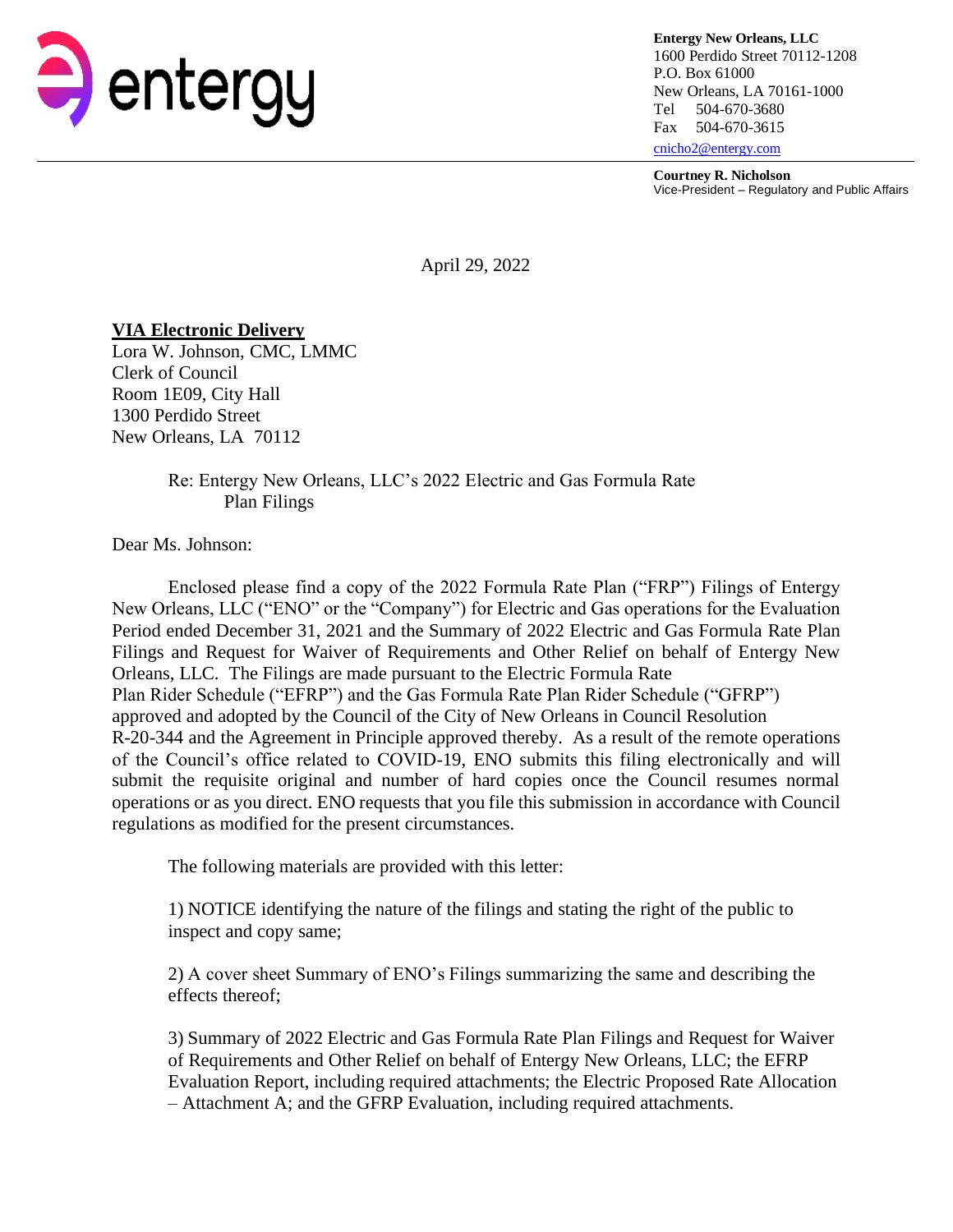entergy

**Entergy New Orleans, LLC**
1600 Perdido Street 70112-1208
P.O. Box 61000
New Orleans, LA 70161-1000
Tel 504-670-3680
Fax 504-670-3615
cnicho2@entergy.com

**Courtney R. Nicholson**
Vice-President – Regulatory and Public Affairs

April 29, 2022

**VIA Electronic Delivery**
Lora W. Johnson, CMC, LMMC
Clerk of Council
Room 1E09, City Hall
1300 Perdido Street
New Orleans, LA 70112

Re: Entergy New Orleans, LLC's 2022 Electric and Gas Formula Rate Plan Filings

Dear Ms. Johnson:

Enclosed please find a copy of the 2022 Formula Rate Plan ("FRP") Filings of Entergy New Orleans, LLC ("ENO" or the "Company") for Electric and Gas operations for the Evaluation Period ended December 31, 2021 and the Summary of 2022 Electric and Gas Formula Rate Plan Filings and Request for Waiver of Requirements and Other Relief on behalf of Entergy New Orleans, LLC. The Filings are made pursuant to the Electric Formula Rate Plan Rider Schedule ("EFRP") and the Gas Formula Rate Plan Rider Schedule ("GFRP") approved and adopted by the Council of the City of New Orleans in Council Resolution R-20-344 and the Agreement in Principle approved thereby. As a result of the remote operations of the Council's office related to COVID-19, ENO submits this filing electronically and will submit the requisite original and number of hard copies once the Council resumes normal operations or as you direct. ENO requests that you file this submission in accordance with Council regulations as modified for the present circumstances.

The following materials are provided with this letter:

1) NOTICE identifying the nature of the filings and stating the right of the public to inspect and copy same;

2) A cover sheet Summary of ENO's Filings summarizing the same and describing the effects thereof;

3) Summary of 2022 Electric and Gas Formula Rate Plan Filings and Request for Waiver of Requirements and Other Relief on behalf of Entergy New Orleans, LLC; the EFRP Evaluation Report, including required attachments; the Electric Proposed Rate Allocation – Attachment A; and the GFRP Evaluation, including required attachments.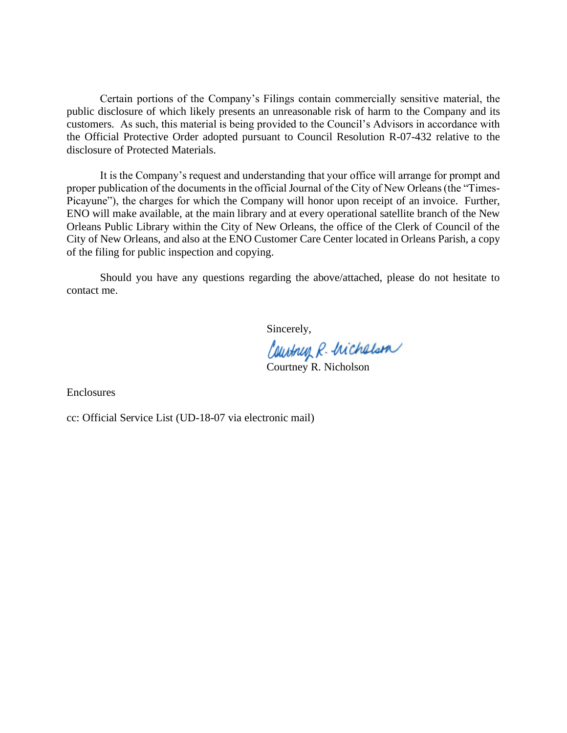Certain portions of the Company's Filings contain commercially sensitive material, the public disclosure of which likely presents an unreasonable risk of harm to the Company and its customers. As such, this material is being provided to the Council's Advisors in accordance with the Official Protective Order adopted pursuant to Council Resolution R-07-432 relative to the disclosure of Protected Materials.

It is the Company's request and understanding that your office will arrange for prompt and proper publication of the documents in the official Journal of the City of New Orleans (the "Times-Picayune"), the charges for which the Company will honor upon receipt of an invoice. Further, ENO will make available, at the main library and at every operational satellite branch of the New Orleans Public Library within the City of New Orleans, the office of the Clerk of Council of the City of New Orleans, and also at the ENO Customer Care Center located in Orleans Parish, a copy of the filing for public inspection and copying.

Should you have any questions regarding the above/attached, please do not hesitate to contact me.

Sincerely,

Courtney R. Nicholson

Courtney R. Nicholson

Enclosures

cc: Official Service List (UD-18-07 via electronic mail)